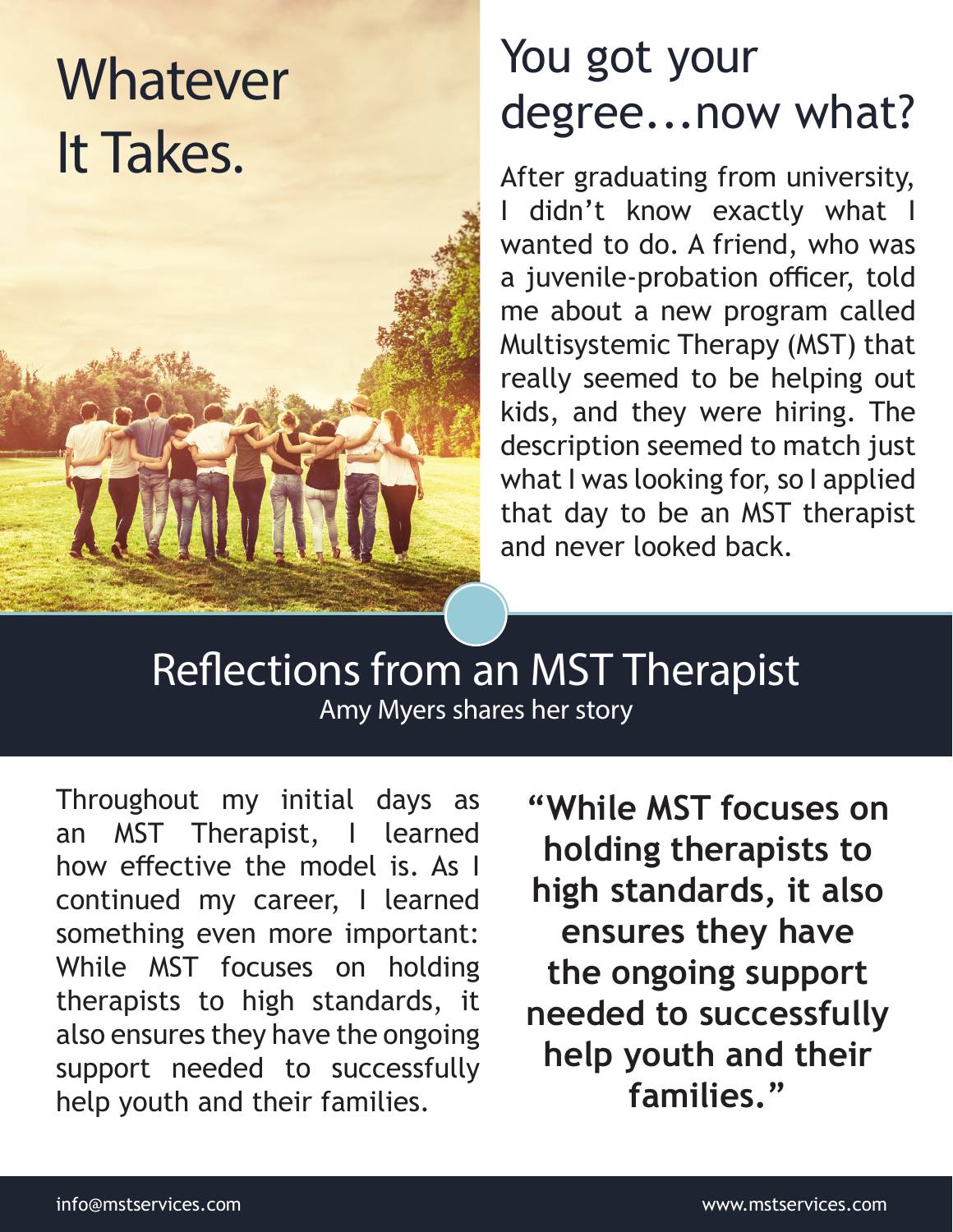# Whatever It Takes.

## You got your degree...now what?

After graduating from university, I didn't know exactly what I wanted to do. A friend, who was a juvenile-probation officer, told me about a new program called Multisystemic Therapy (MST) that really seemed to be helping out kids, and they were hiring. The description seemed to match just what I was looking for, so I applied that day to be an MST therapist and never looked back.

## Reflections from an MST Therapist

Amy Myers shares her story

Throughout my initial days as an MST Therapist, I learned how effective the model is. As I continued my career, I learned something even more important: While MST focuses on holding therapists to high standards, it also ensures they have the ongoing support needed to successfully help youth and their families.

**"While MST focuses on holding therapists to high standards, it also ensures they have the ongoing support needed to successfully help youth and their families."**

info@mstservices.com

www.mstservices.com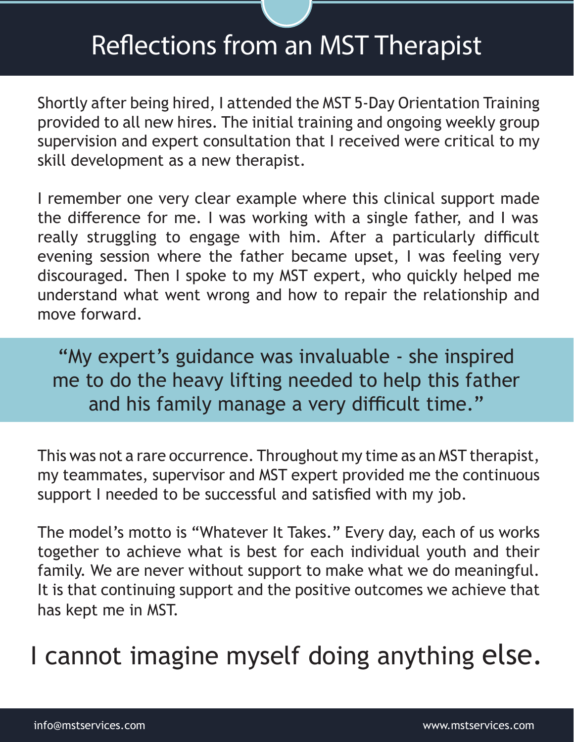# Reflections from an MST Therapist

Shortly after being hired, I attended the MST 5-Day Orientation Training provided to all new hires. The initial training and ongoing weekly group supervision and expert consultation that I received were critical to my skill development as a new therapist.

I remember one very clear example where this clinical support made the difference for me. I was working with a single father, and I was really struggling to engage with him. After a particularly difficult evening session where the father became upset, I was feeling very discouraged. Then I spoke to my MST expert, who quickly helped me understand what went wrong and how to repair the relationship and move forward.

> "My expert's guidance was invaluable - she inspired me to do the heavy lifting needed to help this father and his family manage a very difficult time."

This was not a rare occurrence. Throughout my time as an MST therapist, my teammates, supervisor and MST expert provided me the continuous support I needed to be successful and satisfied with my job.

The model's motto is "Whatever It Takes." Every day, each of us works together to achieve what is best for each individual youth and their family. We are never without support to make what we do meaningful. It is that continuing support and the positive outcomes we achieve that has kept me in MST.

## I cannot imagine myself doing anything else.

info@mstservices.com

www.mstservices.com